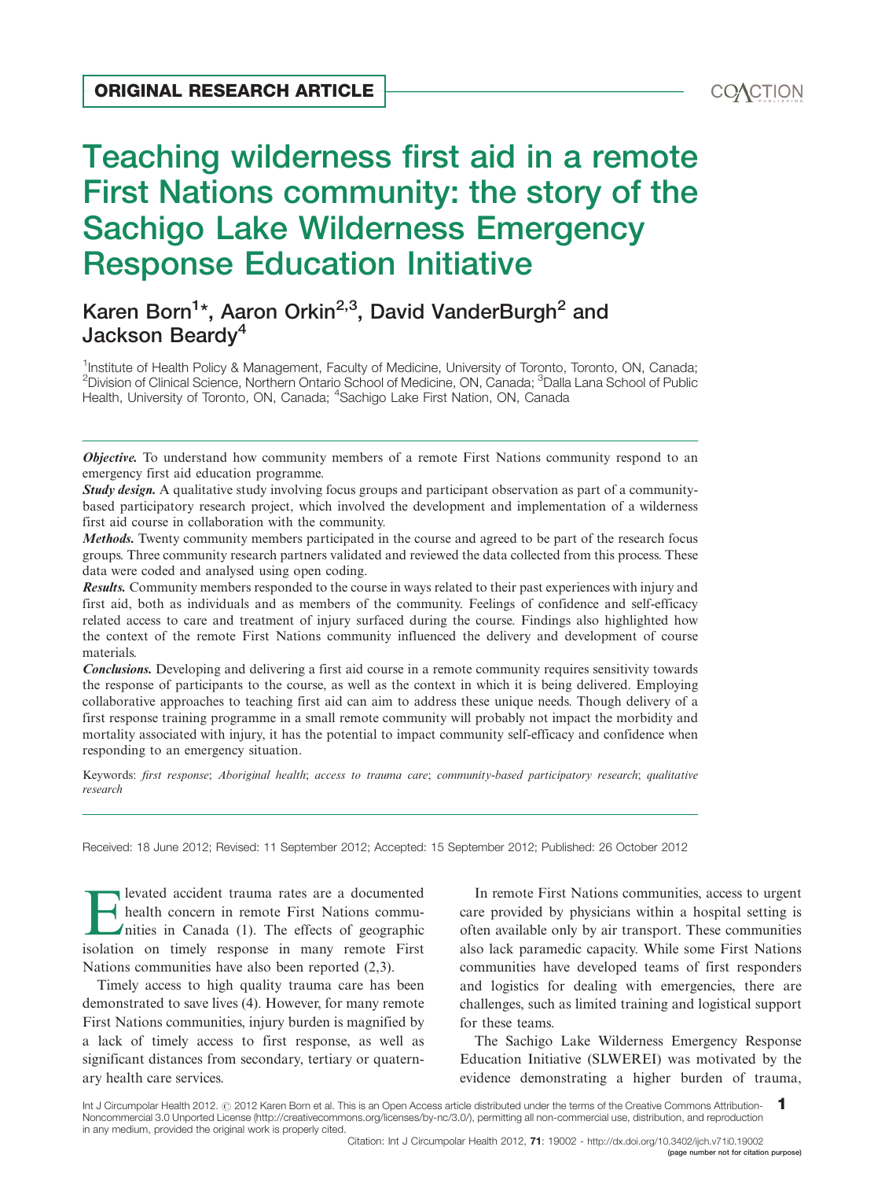ORIGINAL RESEARCH ARTICLE

# Teaching wilderness first aid in a remote First Nations community: the story of the Sachigo Lake Wilderness Emergency Response Education Initiative

## Karen Born[1]*, Aaron Orkin[2,3], David VanderBurgh[2] and Jackson Beardy[4]

[1]Institute of Health Policy & Management, Faculty of Medicine, University of Toronto, Toronto, ON, Canada; [2]Division of Clinical Science, Northern Ontario School of Medicine, ON, Canada; [3]Dalla Lana School of Public Health, University of Toronto, ON, Canada; [4]Sachigo Lake First Nation, ON, Canada

***Objective.*** To understand how community members of a remote First Nations community respond to an emergency first aid education programme.

***Study design.*** A qualitative study involving focus groups and participant observation as part of a community-based participatory research project, which involved the development and implementation of a wilderness first aid course in collaboration with the community.

***Methods.*** Twenty community members participated in the course and agreed to be part of the research focus groups. Three community research partners validated and reviewed the data collected from this process. These data were coded and analysed using open coding.

***Results.*** Community members responded to the course in ways related to their past experiences with injury and first aid, both as individuals and as members of the community. Feelings of confidence and self-efficacy related access to care and treatment of injury surfaced during the course. Findings also highlighted how the context of the remote First Nations community influenced the delivery and development of course materials.

***Conclusions.*** Developing and delivering a first aid course in a remote community requires sensitivity towards the response of participants to the course, as well as the context in which it is being delivered. Employing collaborative approaches to teaching first aid can aim to address these unique needs. Though delivery of a first response training programme in a small remote community will probably not impact the morbidity and mortality associated with injury, it has the potential to impact community self-efficacy and confidence when responding to an emergency situation.

Keywords: *first response*; *Aboriginal health*; *access to trauma care*; *community-based participatory research*; *qualitative research*

Received: 18 June 2012; Revised: 11 September 2012; Accepted: 15 September 2012; Published: 26 October 2012

Elevated accident trauma rates are a documented health concern in remote First Nations communities in Canada (1). The effects of geographic isolation on timely response in many remote First Nations communities have also been reported (2,3).

Timely access to high quality trauma care has been demonstrated to save lives (4). However, for many remote First Nations communities, injury burden is magnified by a lack of timely access to first response, as well as significant distances from secondary, tertiary or quaternary health care services.

In remote First Nations communities, access to urgent care provided by physicians within a hospital setting is often available only by air transport. These communities also lack paramedic capacity. While some First Nations communities have developed teams of first responders and logistics for dealing with emergencies, there are challenges, such as limited training and logistical support for these teams.

The Sachigo Lake Wilderness Emergency Response Education Initiative (SLWEREI) was motivated by the evidence demonstrating a higher burden of trauma,

Int J Circumpolar Health 2012. © 2012 Karen Born et al. This is an Open Access article distributed under the terms of the Creative Commons Attribution-Noncommercial 3.0 Unported License (http://creativecommons.org/licenses/by-nc/3.0/), permitting all non-commercial use, distribution, and reproduction in any medium, provided the original work is properly cited.

Citation: Int J Circumpolar Health 2012, 71: 19002 - http://dx.doi.org/10.3402/ijch.v71i0.19002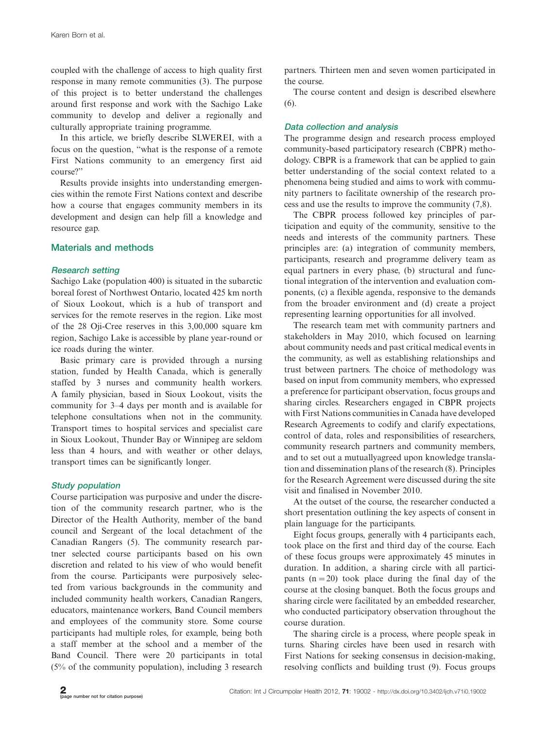coupled with the challenge of access to high quality first response in many remote communities (3). The purpose of this project is to better understand the challenges around first response and work with the Sachigo Lake community to develop and deliver a regionally and culturally appropriate training programme.

In this article, we briefly describe SLWEREI, with a focus on the question, "what is the response of a remote First Nations community to an emergency first aid course?"

Results provide insights into understanding emergencies within the remote First Nations context and describe how a course that engages community members in its development and design can help fill a knowledge and resource gap.

## Materials and methods

### Research setting

Sachigo Lake (population 400) is situated in the subarctic boreal forest of Northwest Ontario, located 425 km north of Sioux Lookout, which is a hub of transport and services for the remote reserves in the region. Like most of the 28 Oji-Cree reserves in this 3,00,000 square km region, Sachigo Lake is accessible by plane year-round or ice roads during the winter.

Basic primary care is provided through a nursing station, funded by Health Canada, which is generally staffed by 3 nurses and community health workers. A family physician, based in Sioux Lookout, visits the community for 3–4 days per month and is available for telephone consultations when not in the community. Transport times to hospital services and specialist care in Sioux Lookout, Thunder Bay or Winnipeg are seldom less than 4 hours, and with weather or other delays, transport times can be significantly longer.

### Study population

Course participation was purposive and under the discretion of the community research partner, who is the Director of the Health Authority, member of the band council and Sergeant of the local detachment of the Canadian Rangers (5). The community research partner selected course participants based on his own discretion and related to his view of who would benefit from the course. Participants were purposively selected from various backgrounds in the community and included community health workers, Canadian Rangers, educators, maintenance workers, Band Council members and employees of the community store. Some course participants had multiple roles, for example, being both a staff member at the school and a member of the Band Council. There were 20 participants in total (5% of the community population), including 3 research partners. Thirteen men and seven women participated in the course.

The course content and design is described elsewhere (6).

### Data collection and analysis

The programme design and research process employed community-based participatory research (CBPR) methodology. CBPR is a framework that can be applied to gain better understanding of the social context related to a phenomena being studied and aims to work with community partners to facilitate ownership of the research process and use the results to improve the community (7,8).

The CBPR process followed key principles of participation and equity of the community, sensitive to the needs and interests of the community partners. These principles are: (a) integration of community members, participants, research and programme delivery team as equal partners in every phase, (b) structural and functional integration of the intervention and evaluation components, (c) a flexible agenda, responsive to the demands from the broader environment and (d) create a project representing learning opportunities for all involved.

The research team met with community partners and stakeholders in May 2010, which focused on learning about community needs and past critical medical events in the community, as well as establishing relationships and trust between partners. The choice of methodology was based on input from community members, who expressed a preference for participant observation, focus groups and sharing circles. Researchers engaged in CBPR projects with First Nations communities in Canada have developed Research Agreements to codify and clarify expectations, control of data, roles and responsibilities of researchers, community research partners and community members, and to set out a mutuallyagreed upon knowledge translation and dissemination plans of the research (8). Principles for the Research Agreement were discussed during the site visit and finalised in November 2010.

At the outset of the course, the researcher conducted a short presentation outlining the key aspects of consent in plain language for the participants.

Eight focus groups, generally with 4 participants each, took place on the first and third day of the course. Each of these focus groups were approximately 45 minutes in duration. In addition, a sharing circle with all participants ($n = 20$) took place during the final day of the course at the closing banquet. Both the focus groups and sharing circle were facilitated by an embedded researcher, who conducted participatory observation throughout the course duration.

The sharing circle is a process, where people speak in turns. Sharing circles have been used in research with First Nations for seeking consensus in decision-making, resolving conflicts and building trust (9). Focus groups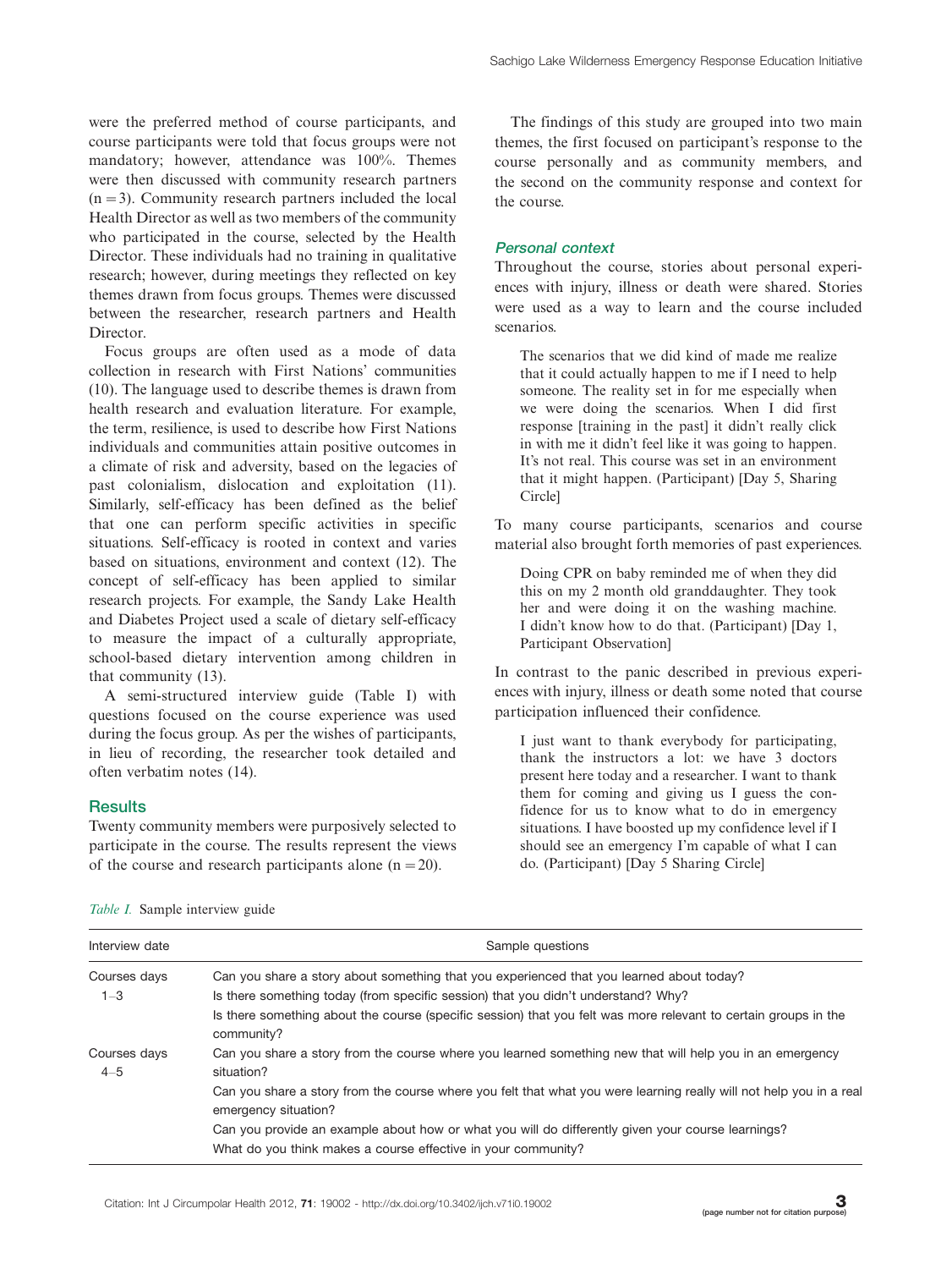were the preferred method of course participants, and course participants were told that focus groups were not mandatory; however, attendance was 100%. Themes were then discussed with community research partners (n = 3). Community research partners included the local Health Director as well as two members of the community who participated in the course, selected by the Health Director. These individuals had no training in qualitative research; however, during meetings they reflected on key themes drawn from focus groups. Themes were discussed between the researcher, research partners and Health Director.

Focus groups are often used as a mode of data collection in research with First Nations' communities (10). The language used to describe themes is drawn from health research and evaluation literature. For example, the term, resilience, is used to describe how First Nations individuals and communities attain positive outcomes in a climate of risk and adversity, based on the legacies of past colonialism, dislocation and exploitation (11). Similarly, self-efficacy has been defined as the belief that one can perform specific activities in specific situations. Self-efficacy is rooted in context and varies based on situations, environment and context (12). The concept of self-efficacy has been applied to similar research projects. For example, the Sandy Lake Health and Diabetes Project used a scale of dietary self-efficacy to measure the impact of a culturally appropriate, school-based dietary intervention among children in that community (13).

A semi-structured interview guide (Table I) with questions focused on the course experience was used during the focus group. As per the wishes of participants, in lieu of recording, the researcher took detailed and often verbatim notes (14).

## Results

Twenty community members were purposively selected to participate in the course. The results represent the views of the course and research participants alone (n = 20).

The findings of this study are grouped into two main themes, the first focused on participant's response to the course personally and as community members, and the second on the community response and context for the course.

### Personal context

Throughout the course, stories about personal experiences with injury, illness or death were shared. Stories were used as a way to learn and the course included scenarios.

> The scenarios that we did kind of made me realize that it could actually happen to me if I need to help someone. The reality set in for me especially when we were doing the scenarios. When I did first response [training in the past] it didn't really click in with me it didn't feel like it was going to happen. It's not real. This course was set in an environment that it might happen. (Participant) [Day 5, Sharing Circle]

To many course participants, scenarios and course material also brought forth memories of past experiences.

> Doing CPR on baby reminded me of when they did this on my 2 month old granddaughter. They took her and were doing it on the washing machine. I didn't know how to do that. (Participant) [Day 1, Participant Observation]

In contrast to the panic described in previous experiences with injury, illness or death some noted that course participation influenced their confidence.

> I just want to thank everybody for participating, thank the instructors a lot: we have 3 doctors present here today and a researcher. I want to thank them for coming and giving us I guess the confidence for us to know what to do in emergency situations. I have boosted up my confidence level if I should see an emergency I'm capable of what I can do. (Participant) [Day 5 Sharing Circle]

*Table I.* Sample interview guide

| Interview date | Sample questions |
|---|---|
| Courses days 1–3 | Can you share a story about something that you experienced that you learned about today? |
| | Is there something today (from specific session) that you didn't understand? Why? |
| | Is there something about the course (specific session) that you felt was more relevant to certain groups in the community? |
| Courses days 4–5 | Can you share a story from the course where you learned something new that will help you in an emergency situation? |
| | Can you share a story from the course where you felt that what you were learning really will not help you in a real emergency situation? |
| | Can you provide an example about how or what you will do differently given your course learnings? |
| | What do you think makes a course effective in your community? |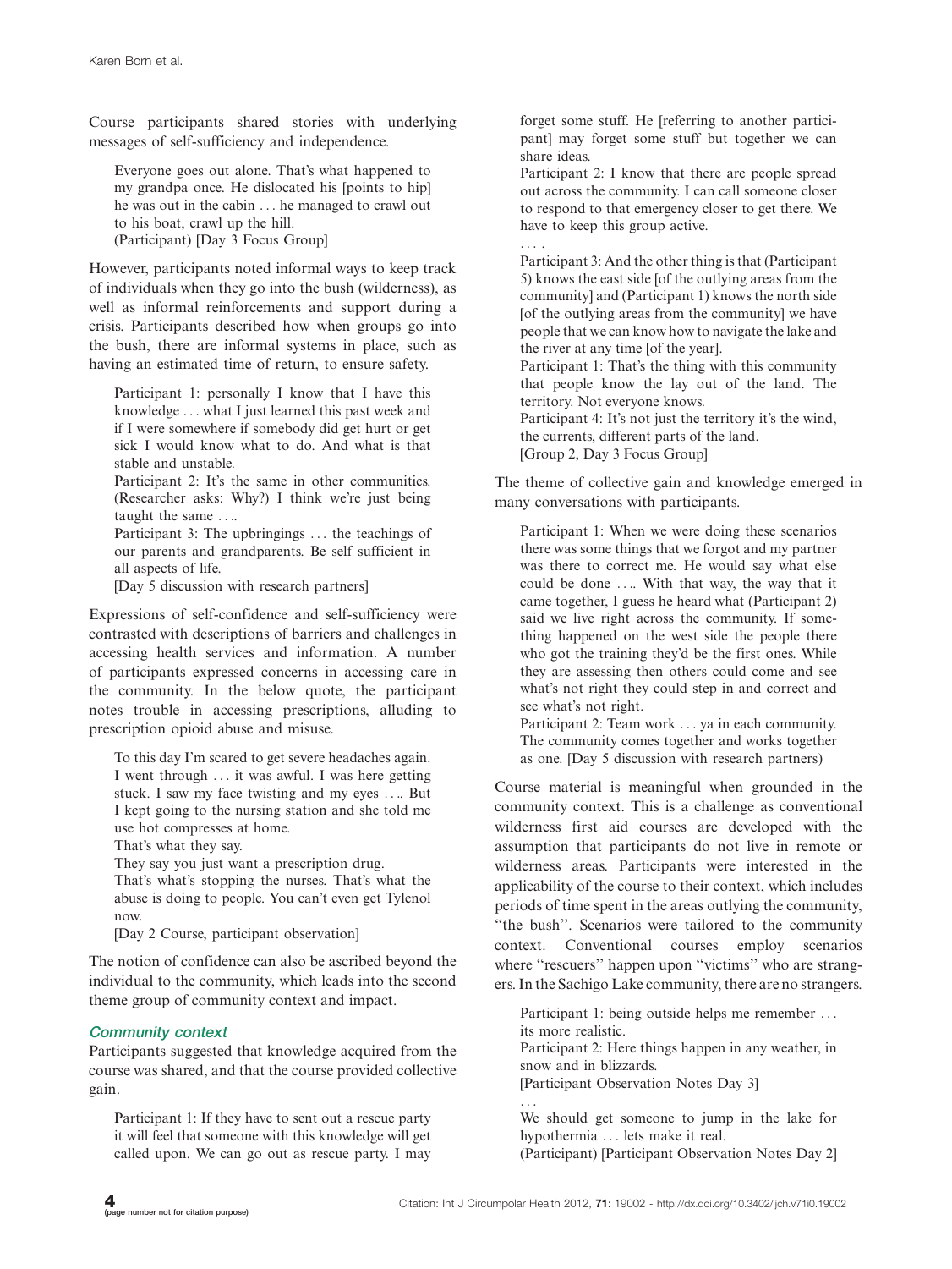Course participants shared stories with underlying messages of self-sufficiency and independence.

> Everyone goes out alone. That's what happened to my grandpa once. He dislocated his [points to hip] he was out in the cabin . . . he managed to crawl out to his boat, crawl up the hill.
> (Participant) [Day 3 Focus Group]

However, participants noted informal ways to keep track of individuals when they go into the bush (wilderness), as well as informal reinforcements and support during a crisis. Participants described how when groups go into the bush, there are informal systems in place, such as having an estimated time of return, to ensure safety.

> Participant 1: personally I know that I have this knowledge . . . what I just learned this past week and if I were somewhere if somebody did get hurt or get sick I would know what to do. And what is that stable and unstable.
> Participant 2: It's the same in other communities. (Researcher asks: Why?) I think we're just being taught the same . . ..
> Participant 3: The upbringings . . . the teachings of our parents and grandparents. Be self sufficient in all aspects of life.
> [Day 5 discussion with research partners]

Expressions of self-confidence and self-sufficiency were contrasted with descriptions of barriers and challenges in accessing health services and information. A number of participants expressed concerns in accessing care in the community. In the below quote, the participant notes trouble in accessing prescriptions, alluding to prescription opioid abuse and misuse.

> To this day I'm scared to get severe headaches again. I went through . . . it was awful. I was here getting stuck. I saw my face twisting and my eyes . . .. But I kept going to the nursing station and she told me use hot compresses at home.
> That's what they say.
> They say you just want a prescription drug.
> That's what's stopping the nurses. That's what the abuse is doing to people. You can't even get Tylenol now.
> [Day 2 Course, participant observation]

The notion of confidence can also be ascribed beyond the individual to the community, which leads into the second theme group of community context and impact.

### *Community context*

Participants suggested that knowledge acquired from the course was shared, and that the course provided collective gain.

> Participant 1: If they have to sent out a rescue party it will feel that someone with this knowledge will get called upon. We can go out as rescue party. I may forget some stuff. He [referring to another participant] may forget some stuff but together we can share ideas.
> Participant 2: I know that there are people spread out across the community. I can call someone closer to respond to that emergency closer to get there. We have to keep this group active.
> . . . .
> Participant 3: And the other thing is that (Participant 5) knows the east side [of the outlying areas from the community] and (Participant 1) knows the north side [of the outlying areas from the community] we have people that we can know how to navigate the lake and the river at any time [of the year].
> Participant 1: That's the thing with this community that people know the lay out of the land. The territory. Not everyone knows.
> Participant 4: It's not just the territory it's the wind, the currents, different parts of the land.
> [Group 2, Day 3 Focus Group]

The theme of collective gain and knowledge emerged in many conversations with participants.

> Participant 1: When we were doing these scenarios there was some things that we forgot and my partner was there to correct me. He would say what else could be done . . .. With that way, the way that it came together, I guess he heard what (Participant 2) said we live right across the community. If something happened on the west side the people there who got the training they'd be the first ones. While they are assessing then others could come and see what's not right they could step in and correct and see what's not right.
> Participant 2: Team work . . . ya in each community. The community comes together and works together as one. [Day 5 discussion with research partners)

Course material is meaningful when grounded in the community context. This is a challenge as conventional wilderness first aid courses are developed with the assumption that participants do not live in remote or wilderness areas. Participants were interested in the applicability of the course to their context, which includes periods of time spent in the areas outlying the community, "the bush". Scenarios were tailored to the community context. Conventional courses employ scenarios where "rescuers" happen upon "victims" who are strangers. In the Sachigo Lake community, there are no strangers.

> Participant 1: being outside helps me remember . . . its more realistic.
> Participant 2: Here things happen in any weather, in snow and in blizzards.
> [Participant Observation Notes Day 3]
> . . .
> We should get someone to jump in the lake for hypothermia . . . lets make it real.
> (Participant) [Participant Observation Notes Day 2]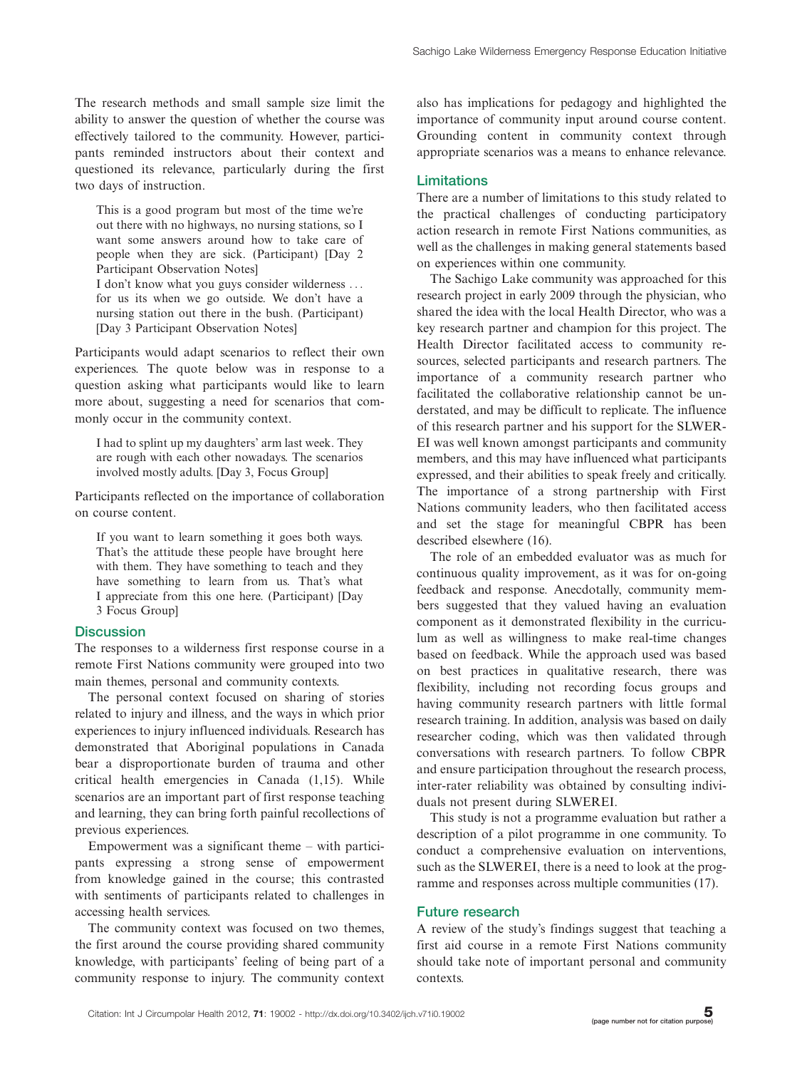The research methods and small sample size limit the ability to answer the question of whether the course was effectively tailored to the community. However, participants reminded instructors about their context and questioned its relevance, particularly during the first two days of instruction.

> This is a good program but most of the time we're out there with no highways, no nursing stations, so I want some answers around how to take care of people when they are sick. (Participant) [Day 2 Participant Observation Notes]
>
> I don't know what you guys consider wilderness ... for us its when we go outside. We don't have a nursing station out there in the bush. (Participant) [Day 3 Participant Observation Notes]

Participants would adapt scenarios to reflect their own experiences. The quote below was in response to a question asking what participants would like to learn more about, suggesting a need for scenarios that commonly occur in the community context.

> I had to splint up my daughters' arm last week. They are rough with each other nowadays. The scenarios involved mostly adults. [Day 3, Focus Group]

Participants reflected on the importance of collaboration on course content.

> If you want to learn something it goes both ways. That's the attitude these people have brought here with them. They have something to teach and they have something to learn from us. That's what I appreciate from this one here. (Participant) [Day 3 Focus Group]

## Discussion

The responses to a wilderness first response course in a remote First Nations community were grouped into two main themes, personal and community contexts.

The personal context focused on sharing of stories related to injury and illness, and the ways in which prior experiences to injury influenced individuals. Research has demonstrated that Aboriginal populations in Canada bear a disproportionate burden of trauma and other critical health emergencies in Canada (1,15). While scenarios are an important part of first response teaching and learning, they can bring forth painful recollections of previous experiences.

Empowerment was a significant theme – with participants expressing a strong sense of empowerment from knowledge gained in the course; this contrasted with sentiments of participants related to challenges in accessing health services.

The community context was focused on two themes, the first around the course providing shared community knowledge, with participants' feeling of being part of a community response to injury. The community context also has implications for pedagogy and highlighted the importance of community input around course content. Grounding content in community context through appropriate scenarios was a means to enhance relevance.

## Limitations

There are a number of limitations to this study related to the practical challenges of conducting participatory action research in remote First Nations communities, as well as the challenges in making general statements based on experiences within one community.

The Sachigo Lake community was approached for this research project in early 2009 through the physician, who shared the idea with the local Health Director, who was a key research partner and champion for this project. The Health Director facilitated access to community resources, selected participants and research partners. The importance of a community research partner who facilitated the collaborative relationship cannot be understated, and may be difficult to replicate. The influence of this research partner and his support for the SLWEREI was well known amongst participants and community members, and this may have influenced what participants expressed, and their abilities to speak freely and critically. The importance of a strong partnership with First Nations community leaders, who then facilitated access and set the stage for meaningful CBPR has been described elsewhere (16).

The role of an embedded evaluator was as much for continuous quality improvement, as it was for on-going feedback and response. Anecdotally, community members suggested that they valued having an evaluation component as it demonstrated flexibility in the curriculum as well as willingness to make real-time changes based on feedback. While the approach used was based on best practices in qualitative research, there was flexibility, including not recording focus groups and having community research partners with little formal research training. In addition, analysis was based on daily researcher coding, which was then validated through conversations with research partners. To follow CBPR and ensure participation throughout the research process, inter-rater reliability was obtained by consulting individuals not present during SLWEREI.

This study is not a programme evaluation but rather a description of a pilot programme in one community. To conduct a comprehensive evaluation on interventions, such as the SLWEREI, there is a need to look at the programme and responses across multiple communities (17).

## Future research

A review of the study's findings suggest that teaching a first aid course in a remote First Nations community should take note of important personal and community contexts.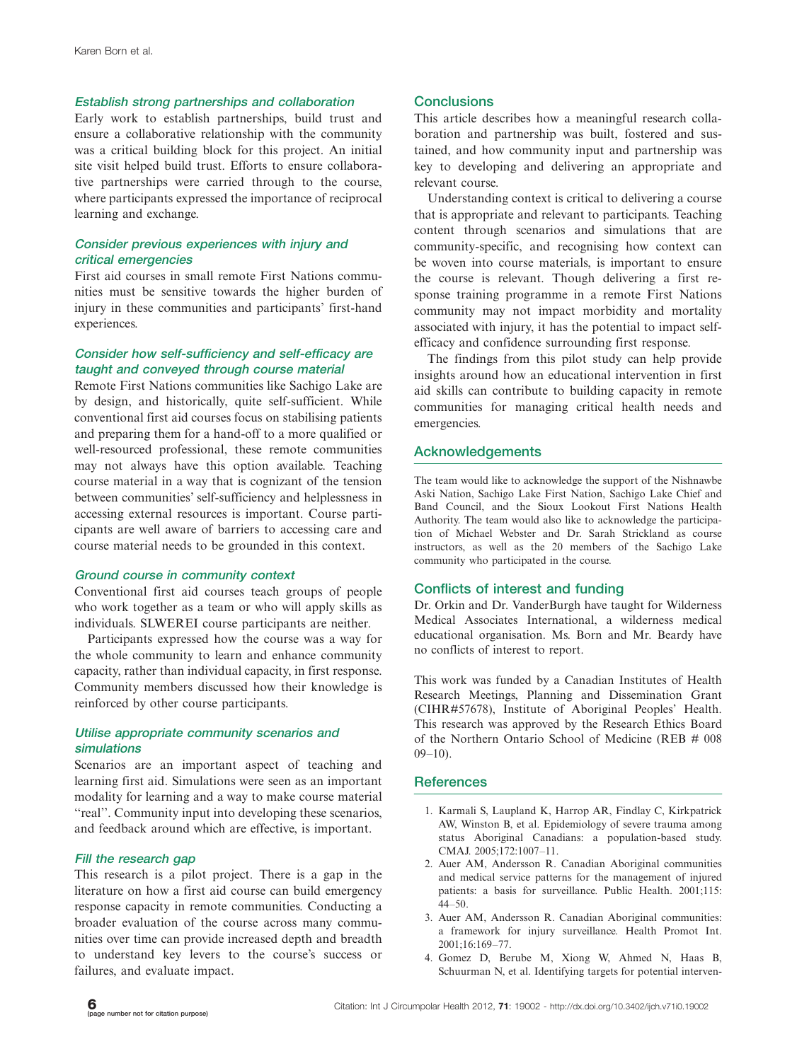### *Establish strong partnerships and collaboration*

Early work to establish partnerships, build trust and ensure a collaborative relationship with the community was a critical building block for this project. An initial site visit helped build trust. Efforts to ensure collaborative partnerships were carried through to the course, where participants expressed the importance of reciprocal learning and exchange.

### *Consider previous experiences with injury and critical emergencies*

First aid courses in small remote First Nations communities must be sensitive towards the higher burden of injury in these communities and participants' first-hand experiences.

### *Consider how self-sufficiency and self-efficacy are taught and conveyed through course material*

Remote First Nations communities like Sachigo Lake are by design, and historically, quite self-sufficient. While conventional first aid courses focus on stabilising patients and preparing them for a hand-off to a more qualified or well-resourced professional, these remote communities may not always have this option available. Teaching course material in a way that is cognizant of the tension between communities' self-sufficiency and helplessness in accessing external resources is important. Course participants are well aware of barriers to accessing care and course material needs to be grounded in this context.

### *Ground course in community context*

Conventional first aid courses teach groups of people who work together as a team or who will apply skills as individuals. SLWEREI course participants are neither.

Participants expressed how the course was a way for the whole community to learn and enhance community capacity, rather than individual capacity, in first response. Community members discussed how their knowledge is reinforced by other course participants.

### *Utilise appropriate community scenarios and simulations*

Scenarios are an important aspect of teaching and learning first aid. Simulations were seen as an important modality for learning and a way to make course material "real". Community input into developing these scenarios, and feedback around which are effective, is important.

### *Fill the research gap*

This research is a pilot project. There is a gap in the literature on how a first aid course can build emergency response capacity in remote communities. Conducting a broader evaluation of the course across many communities over time can provide increased depth and breadth to understand key levers to the course's success or failures, and evaluate impact.

## Conclusions

This article describes how a meaningful research collaboration and partnership was built, fostered and sustained, and how community input and partnership was key to developing and delivering an appropriate and relevant course.

Understanding context is critical to delivering a course that is appropriate and relevant to participants. Teaching content through scenarios and simulations that are community-specific, and recognising how context can be woven into course materials, is important to ensure the course is relevant. Though delivering a first response training programme in a remote First Nations community may not impact morbidity and mortality associated with injury, it has the potential to impact self-efficacy and confidence surrounding first response.

The findings from this pilot study can help provide insights around how an educational intervention in first aid skills can contribute to building capacity in remote communities for managing critical health needs and emergencies.

## Acknowledgements

The team would like to acknowledge the support of the Nishnawbe Aski Nation, Sachigo Lake First Nation, Sachigo Lake Chief and Band Council, and the Sioux Lookout First Nations Health Authority. The team would also like to acknowledge the participation of Michael Webster and Dr. Sarah Strickland as course instructors, as well as the 20 members of the Sachigo Lake community who participated in the course.

## Conflicts of interest and funding

Dr. Orkin and Dr. VanderBurgh have taught for Wilderness Medical Associates International, a wilderness medical educational organisation. Ms. Born and Mr. Beardy have no conflicts of interest to report.

This work was funded by a Canadian Institutes of Health Research Meetings, Planning and Dissemination Grant (CIHR#57678), Institute of Aboriginal Peoples' Health. This research was approved by the Research Ethics Board of the Northern Ontario School of Medicine (REB # 008 09–10).

## References

1. Karmali S, Laupland K, Harrop AR, Findlay C, Kirkpatrick AW, Winston B, et al. Epidemiology of severe trauma among status Aboriginal Canadians: a population-based study. CMAJ. 2005;172:1007–11.
2. Auer AM, Andersson R. Canadian Aboriginal communities and medical service patterns for the management of injured patients: a basis for surveillance. Public Health. 2001;115: 44–50.
3. Auer AM, Andersson R. Canadian Aboriginal communities: a framework for injury surveillance. Health Promot Int. 2001;16:169–77.
4. Gomez D, Berube M, Xiong W, Ahmed N, Haas B, Schuurman N, et al. Identifying targets for potential interven-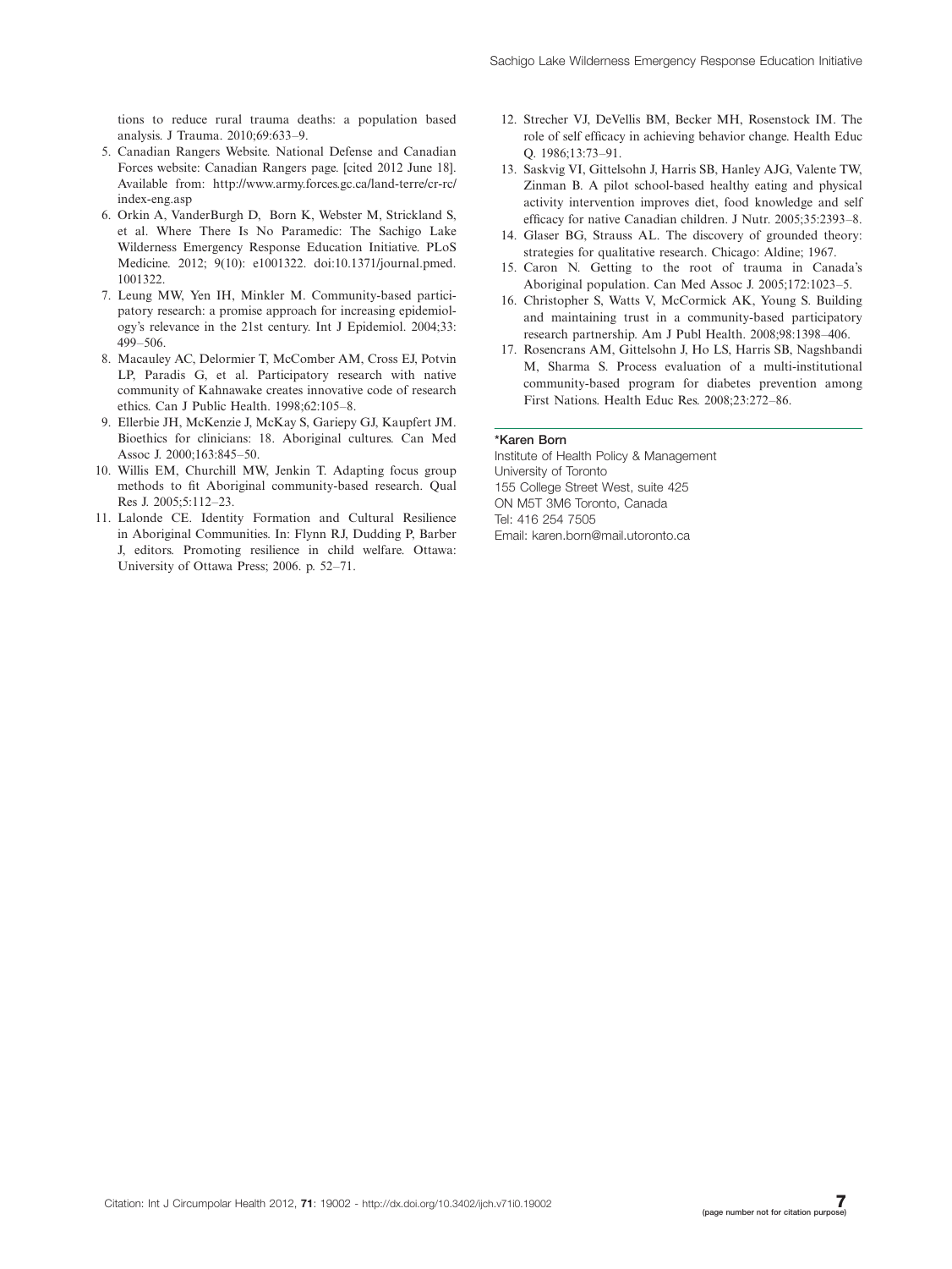tions to reduce rural trauma deaths: a population based analysis. J Trauma. 2010;69:633–9.

5. Canadian Rangers Website. National Defense and Canadian Forces website: Canadian Rangers page. [cited 2012 June 18]. Available from: http://www.army.forces.gc.ca/land-terre/cr-rc/index-eng.asp
6. Orkin A, VanderBurgh D, Born K, Webster M, Strickland S, et al. Where There Is No Paramedic: The Sachigo Lake Wilderness Emergency Response Education Initiative. PLoS Medicine. 2012; 9(10): e1001322. doi:10.1371/journal.pmed.1001322.
7. Leung MW, Yen IH, Minkler M. Community-based participatory research: a promise approach for increasing epidemiology's relevance in the 21st century. Int J Epidemiol. 2004;33: 499–506.
8. Macauley AC, Delormier T, McComber AM, Cross EJ, Potvin LP, Paradis G, et al. Participatory research with native community of Kahnawake creates innovative code of research ethics. Can J Public Health. 1998;62:105–8.
9. Ellerbie JH, McKenzie J, McKay S, Gariepy GJ, Kaupfert JM. Bioethics for clinicians: 18. Aboriginal cultures. Can Med Assoc J. 2000;163:845–50.
10. Willis EM, Churchill MW, Jenkin T. Adapting focus group methods to fit Aboriginal community-based research. Qual Res J. 2005;5:112–23.
11. Lalonde CE. Identity Formation and Cultural Resilience in Aboriginal Communities. In: Flynn RJ, Dudding P, Barber J, editors. Promoting resilience in child welfare. Ottawa: University of Ottawa Press; 2006. p. 52–71.
12. Strecher VJ, DeVellis BM, Becker MH, Rosenstock IM. The role of self efficacy in achieving behavior change. Health Educ Q. 1986;13:73–91.
13. Saskvig VI, Gittelsohn J, Harris SB, Hanley AJG, Valente TW, Zinman B. A pilot school-based healthy eating and physical activity intervention improves diet, food knowledge and self efficacy for native Canadian children. J Nutr. 2005;35:2393–8.
14. Glaser BG, Strauss AL. The discovery of grounded theory: strategies for qualitative research. Chicago: Aldine; 1967.
15. Caron N. Getting to the root of trauma in Canada's Aboriginal population. Can Med Assoc J. 2005;172:1023–5.
16. Christopher S, Watts V, McCormick AK, Young S. Building and maintaining trust in a community-based participatory research partnership. Am J Publ Health. 2008;98:1398–406.
17. Rosencrans AM, Gittelsohn J, Ho LS, Harris SB, Nagshbandi M, Sharma S. Process evaluation of a multi-institutional community-based program for diabetes prevention among First Nations. Health Educ Res. 2008;23:272–86.

**\*Karen Born**
Institute of Health Policy & Management
University of Toronto
155 College Street West, suite 425
ON M5T 3M6 Toronto, Canada
Tel: 416 254 7505
Email: karen.born@mail.utoronto.ca